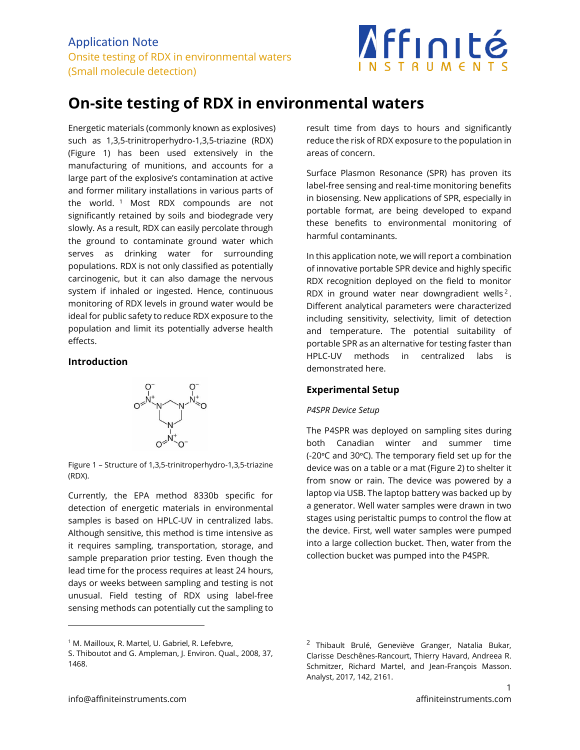Application Note
Onsite testing of RDX in environmental waters
(Small molecule detection)

# On-site testing of RDX in environmental waters

Energetic materials (commonly known as explosives) such as 1,3,5-trinitroperhydro-1,3,5-triazine (RDX) (Figure 1) has been used extensively in the manufacturing of munitions, and accounts for a large part of the explosive's contamination at active and former military installations in various parts of the world. [1] Most RDX compounds are not significantly retained by soils and biodegrade very slowly. As a result, RDX can easily percolate through the ground to contaminate ground water which serves as drinking water for surrounding populations. RDX is not only classified as potentially carcinogenic, but it can also damage the nervous system if inhaled or ingested. Hence, continuous monitoring of RDX levels in ground water would be ideal for public safety to reduce RDX exposure to the population and limit its potentially adverse health effects.

## Introduction

Figure 1 – Structure of 1,3,5-trinitroperhydro-1,3,5-triazine (RDX).

Currently, the EPA method 8330b specific for detection of energetic materials in environmental samples is based on HPLC-UV in centralized labs. Although sensitive, this method is time intensive as it requires sampling, transportation, storage, and sample preparation prior testing. Even though the lead time for the process requires at least 24 hours, days or weeks between sampling and testing is not unusual. Field testing of RDX using label-free sensing methods can potentially cut the sampling to result time from days to hours and significantly reduce the risk of RDX exposure to the population in areas of concern.

Surface Plasmon Resonance (SPR) has proven its label-free sensing and real-time monitoring benefits in biosensing. New applications of SPR, especially in portable format, are being developed to expand these benefits to environmental monitoring of harmful contaminants.

In this application note, we will report a combination of innovative portable SPR device and highly specific RDX recognition deployed on the field to monitor RDX in ground water near downgradient wells[2]. Different analytical parameters were characterized including sensitivity, selectivity, limit of detection and temperature. The potential suitability of portable SPR as an alternative for testing faster than HPLC-UV methods in centralized labs is demonstrated here.

## Experimental Setup

*P4SPR Device Setup*

The P4SPR was deployed on sampling sites during both Canadian winter and summer time (-20°C and 30°C). The temporary field set up for the device was on a table or a mat (Figure 2) to shelter it from snow or rain. The device was powered by a laptop via USB. The laptop battery was backed up by a generator. Well water samples were drawn in two stages using peristaltic pumps to control the flow at the device. First, well water samples were pumped into a large collection bucket. Then, water from the collection bucket was pumped into the P4SPR.

---

[1] M. Mailloux, R. Martel, U. Gabriel, R. Lefebvre, S. Thiboutot and G. Ampleman, J. Environ. Qual., 2008, 37, 1468.

[2] Thibault Brulé, Geneviève Granger, Natalia Bukar, Clarisse Deschênes-Rancourt, Thierry Havard, Andreea R. Schmitzer, Richard Martel, and Jean-François Masson. Analyst, 2017, 142, 2161.

info@affiniteinstruments.com affiniteinstruments.com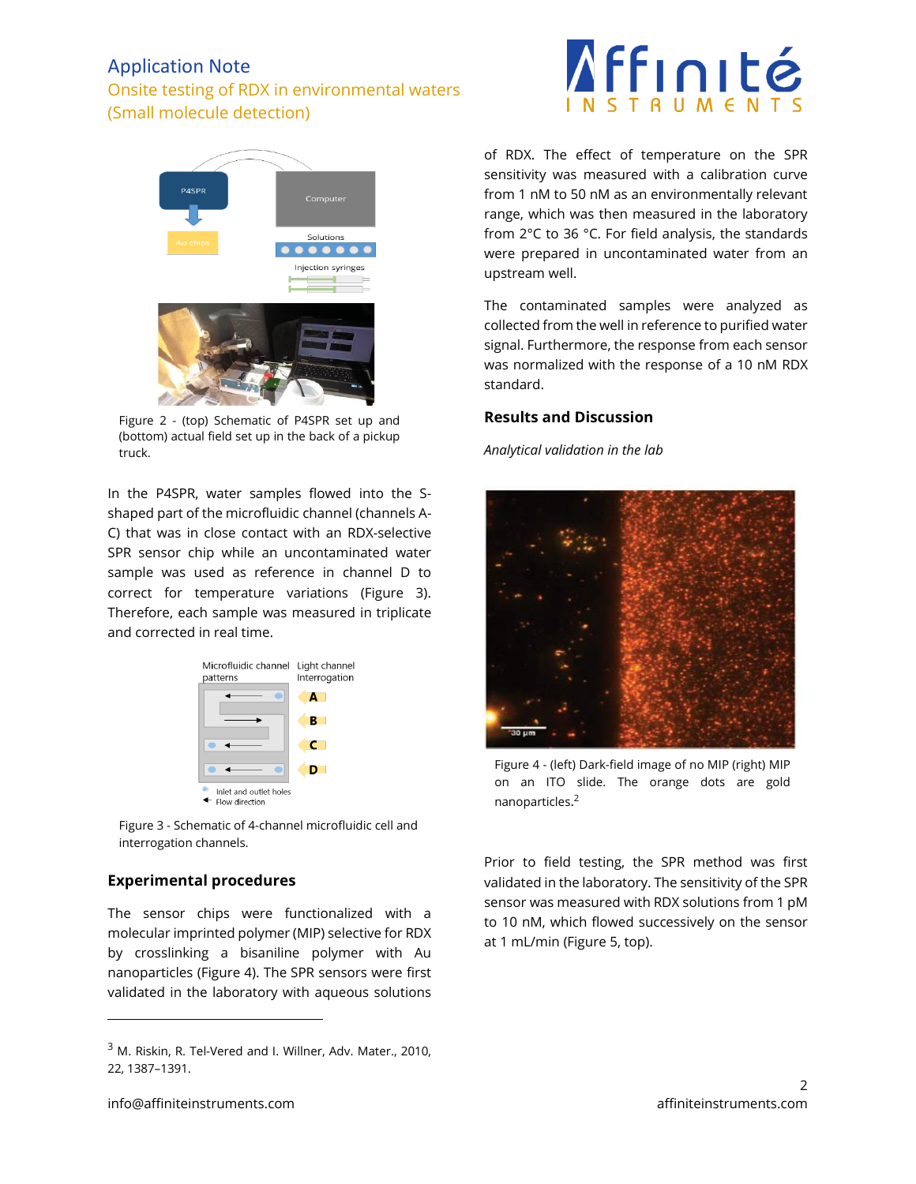Figure 2 - (top) Schematic of P4SPR set up and (bottom) actual field set up in the back of a pickup truck.

In the P4SPR, water samples flowed into the S-shaped part of the microfluidic channel (channels A-C) that was in close contact with an RDX-selective SPR sensor chip while an uncontaminated water sample was used as reference in channel D to correct for temperature variations (Figure 3). Therefore, each sample was measured in triplicate and corrected in real time.

Figure 3 - Schematic of 4-channel microfluidic cell and interrogation channels.

## Experimental procedures

The sensor chips were functionalized with a molecular imprinted polymer (MIP) selective for RDX by crosslinking a bisaniline polymer with Au nanoparticles (Figure 4). The SPR sensors were first validated in the laboratory with aqueous solutions of RDX. The effect of temperature on the SPR sensitivity was measured with a calibration curve from 1 nM to 50 nM as an environmentally relevant range, which was then measured in the laboratory from 2°C to 36 °C. For field analysis, the standards were prepared in uncontaminated water from an upstream well.

The contaminated samples were analyzed as collected from the well in reference to purified water signal. Furthermore, the response from each sensor was normalized with the response of a 10 nM RDX standard.

## Results and Discussion

*Analytical validation in the lab*

Figure 4 - (left) Dark-field image of no MIP (right) MIP on an ITO slide. The orange dots are gold nanoparticles.[2]

Prior to field testing, the SPR method was first validated in the laboratory. The sensitivity of the SPR sensor was measured with RDX solutions from 1 pM to 10 nM, which flowed successively on the sensor at 1 mL/min (Figure 5, top).

---

[3] M. Riskin, R. Tel-Vered and I. Willner, Adv. Mater., 2010, 22, 1387–1391.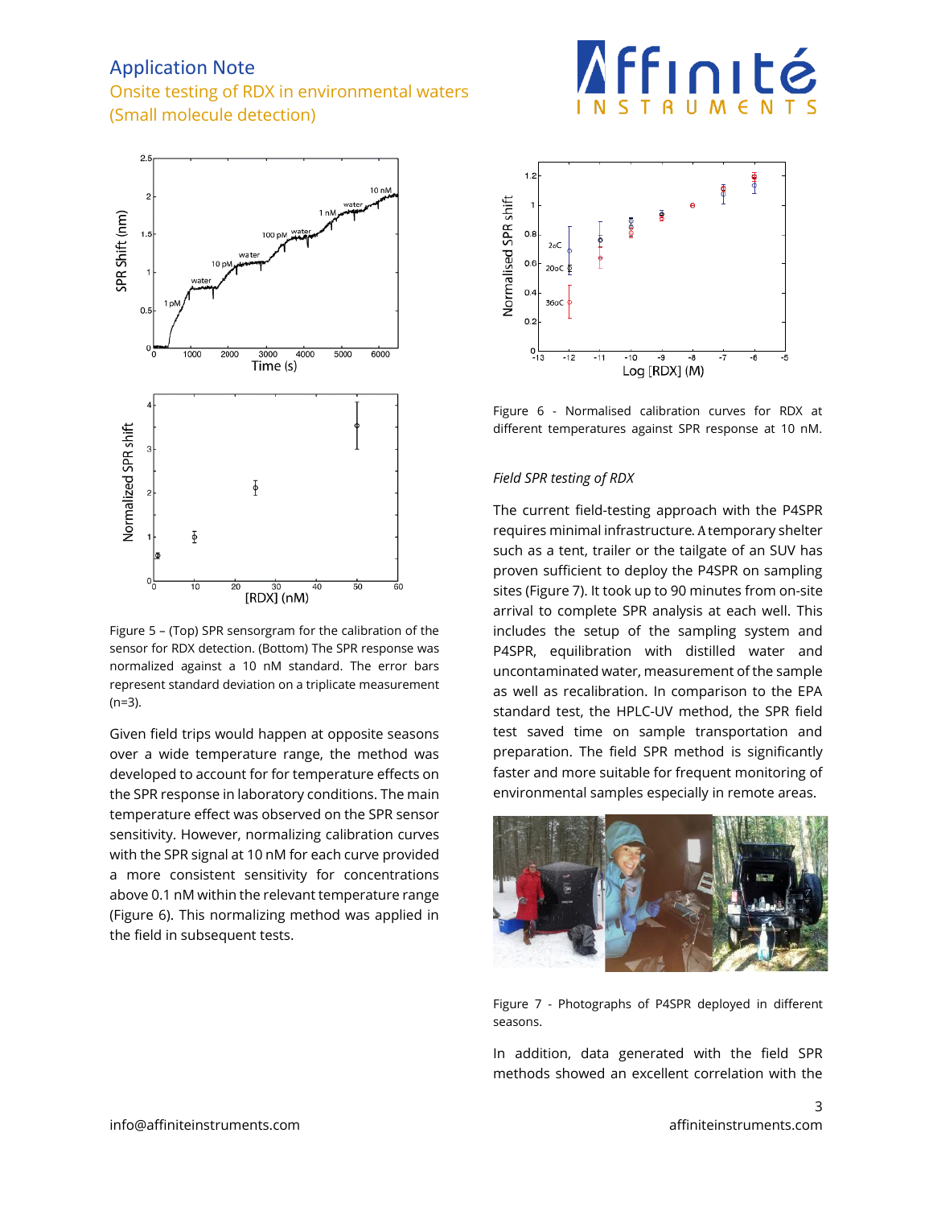Figure 5 – (Top) SPR sensorgram for the calibration of the sensor for RDX detection. (Bottom) The SPR response was normalized against a 10 nM standard. The error bars represent standard deviation on a triplicate measurement (n=3).

Given field trips would happen at opposite seasons over a wide temperature range, the method was developed to account for for temperature effects on the SPR response in laboratory conditions. The main temperature effect was observed on the SPR sensor sensitivity. However, normalizing calibration curves with the SPR signal at 10 nM for each curve provided a more consistent sensitivity for concentrations above 0.1 nM within the relevant temperature range (Figure 6). This normalizing method was applied in the field in subsequent tests.

Figure 6 - Normalised calibration curves for RDX at different temperatures against SPR response at 10 nM.

*Field SPR testing of RDX*

The current field-testing approach with the P4SPR requires minimal infrastructure. A temporary shelter such as a tent, trailer or the tailgate of an SUV has proven sufficient to deploy the P4SPR on sampling sites (Figure 7). It took up to 90 minutes from on-site arrival to complete SPR analysis at each well. This includes the setup of the sampling system and P4SPR, equilibration with distilled water and uncontaminated water, measurement of the sample as well as recalibration. In comparison to the EPA standard test, the HPLC-UV method, the SPR field test saved time on sample transportation and preparation. The field SPR method is significantly faster and more suitable for frequent monitoring of environmental samples especially in remote areas.

Figure 7 - Photographs of P4SPR deployed in different seasons.

In addition, data generated with the field SPR methods showed an excellent correlation with the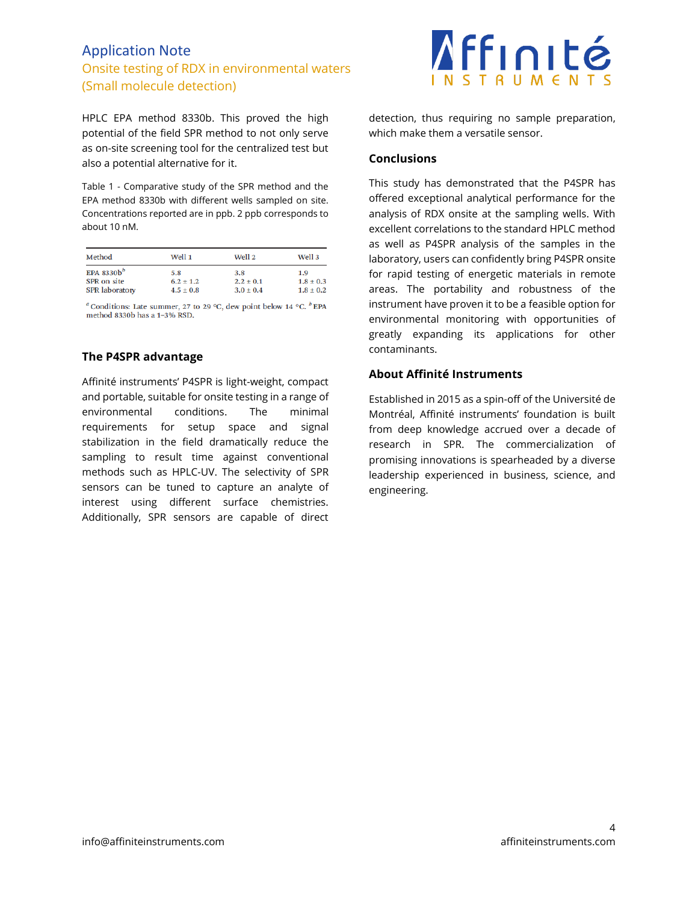HPLC EPA method 8330b. This proved the high potential of the field SPR method to not only serve as on-site screening tool for the centralized test but also a potential alternative for it.

Table 1 - Comparative study of the SPR method and the EPA method 8330b with different wells sampled on site. Concentrations reported are in ppb. 2 ppb corresponds to about 10 nM.

| Method | Well 1 | Well 2 | Well 3 |
|---|---|---|---|
| EPA 8330b[b] | 5.8 | 3.8 | 1.9 |
| SPR on site | 6.2 ± 1.2 | 2.2 ± 0.1 | 1.8 ± 0.3 |
| SPR laboratory | 4.5 ± 0.8 | 3.0 ± 0.4 | 1.8 ± 0.2 |

[a] Conditions: Late summer, 27 to 29 °C, dew point below 14 °C. [b] EPA method 8330b has a 1–3% RSD.

## The P4SPR advantage

Affinité instruments' P4SPR is light-weight, compact and portable, suitable for onsite testing in a range of environmental conditions. The minimal requirements for setup space and signal stabilization in the field dramatically reduce the sampling to result time against conventional methods such as HPLC-UV. The selectivity of SPR sensors can be tuned to capture an analyte of interest using different surface chemistries. Additionally, SPR sensors are capable of direct detection, thus requiring no sample preparation, which make them a versatile sensor.

## Conclusions

This study has demonstrated that the P4SPR has offered exceptional analytical performance for the analysis of RDX onsite at the sampling wells. With excellent correlations to the standard HPLC method as well as P4SPR analysis of the samples in the laboratory, users can confidently bring P4SPR onsite for rapid testing of energetic materials in remote areas. The portability and robustness of the instrument have proven it to be a feasible option for environmental monitoring with opportunities of greatly expanding its applications for other contaminants.

## About Affinité Instruments

Established in 2015 as a spin-off of the Université de Montréal, Affinité instruments' foundation is built from deep knowledge accrued over a decade of research in SPR. The commercialization of promising innovations is spearheaded by a diverse leadership experienced in business, science, and engineering.